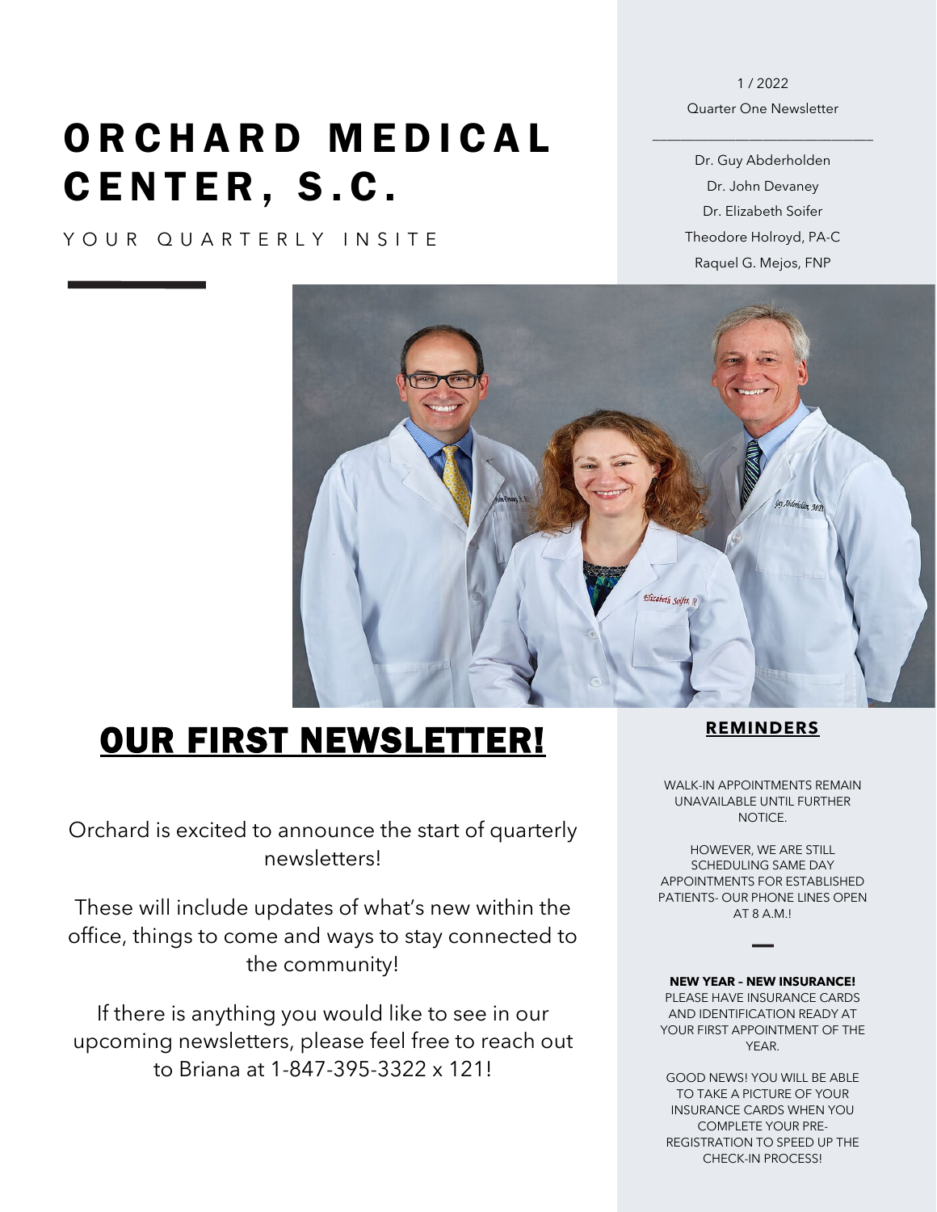# ORCHARD MEDICAL CENTER, S.C.

YOUR QUARTERLY INSITE

1 / 2022

Quarter One Newsletter

Dr. Guy Abderholden
Dr. John Devaney
Dr. Elizabeth Soifer
Theodore Holroyd, PA-C
Raquel G. Mejos, FNP

## OUR FIRST NEWSLETTER!

Orchard is excited to announce the start of quarterly newsletters!

These will include updates of what's new within the office, things to come and ways to stay connected to the community!

If there is anything you would like to see in our upcoming newsletters, please feel free to reach out to Briana at 1-847-395-3322 x 121!

### REMINDERS

WALK-IN APPOINTMENTS REMAIN UNAVAILABLE UNTIL FURTHER NOTICE.

HOWEVER, WE ARE STILL SCHEDULING SAME DAY APPOINTMENTS FOR ESTABLISHED PATIENTS- OUR PHONE LINES OPEN AT 8 A.M.!

**NEW YEAR – NEW INSURANCE!**
PLEASE HAVE INSURANCE CARDS AND IDENTIFICATION READY AT YOUR FIRST APPOINTMENT OF THE YEAR.

GOOD NEWS! YOU WILL BE ABLE TO TAKE A PICTURE OF YOUR INSURANCE CARDS WHEN YOU COMPLETE YOUR PRE-REGISTRATION TO SPEED UP THE CHECK-IN PROCESS!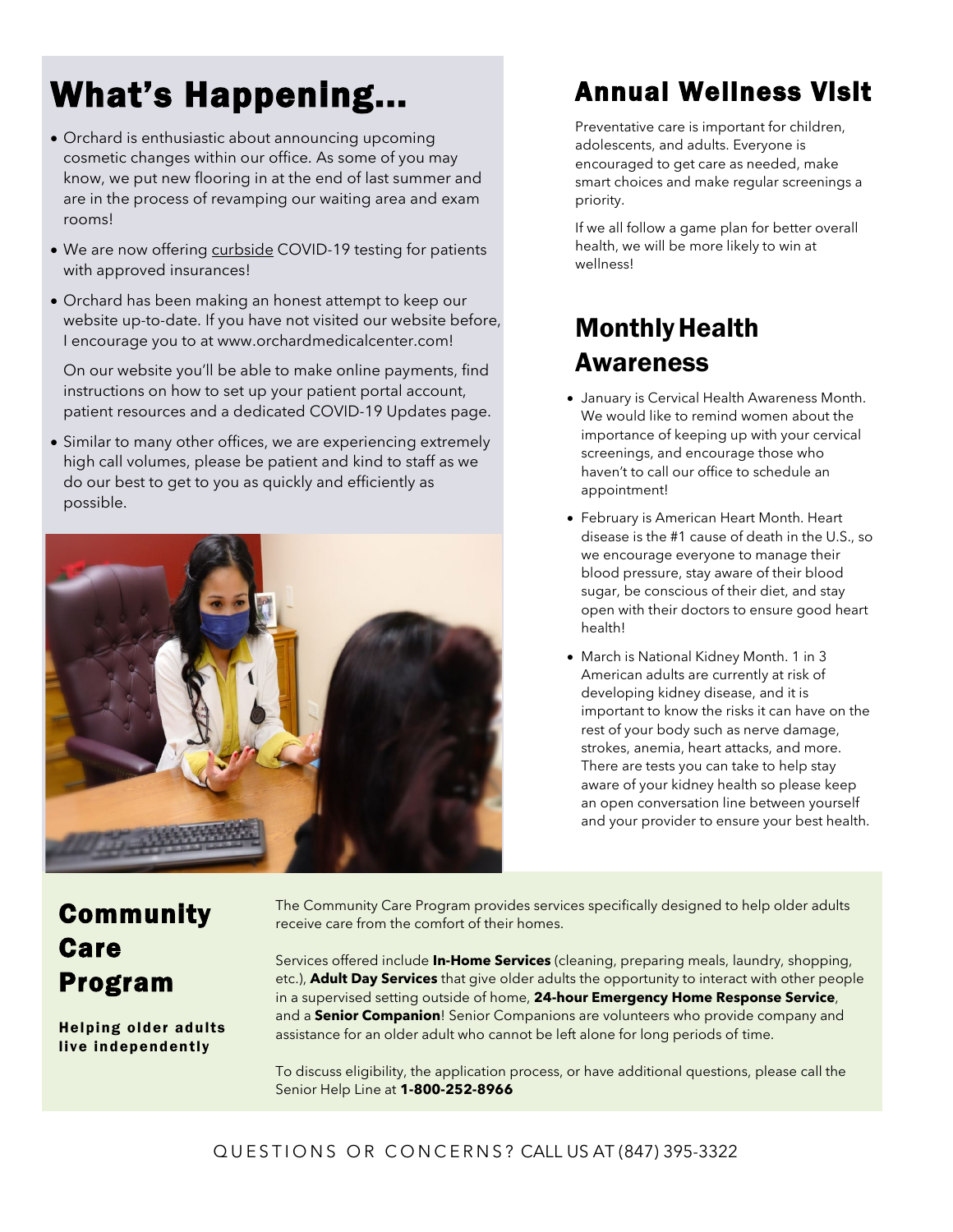# What's Happening…

- Orchard is enthusiastic about announcing upcoming cosmetic changes within our office. As some of you may know, we put new flooring in at the end of last summer and are in the process of revamping our waiting area and exam rooms!
- We are now offering curbside COVID-19 testing for patients with approved insurances!
- Orchard has been making an honest attempt to keep our website up-to-date. If you have not visited our website before, I encourage you to at www.orchardmedicalcenter.com!

  On our website you'll be able to make online payments, find instructions on how to set up your patient portal account, patient resources and a dedicated COVID-19 Updates page.
- Similar to many other offices, we are experiencing extremely high call volumes, please be patient and kind to staff as we do our best to get to you as quickly and efficiently as possible.

# Annual Wellness Visit

Preventative care is important for children, adolescents, and adults. Everyone is encouraged to get care as needed, make smart choices and make regular screenings a priority.

If we all follow a game plan for better overall health, we will be more likely to win at wellness!

# Monthly Health Awareness

- January is Cervical Health Awareness Month. We would like to remind women about the importance of keeping up with your cervical screenings, and encourage those who haven't to call our office to schedule an appointment!
- February is American Heart Month. Heart disease is the #1 cause of death in the U.S., so we encourage everyone to manage their blood pressure, stay aware of their blood sugar, be conscious of their diet, and stay open with their doctors to ensure good heart health!
- March is National Kidney Month. 1 in 3 American adults are currently at risk of developing kidney disease, and it is important to know the risks it can have on the rest of your body such as nerve damage, strokes, anemia, heart attacks, and more. There are tests you can take to help stay aware of your kidney health so please keep an open conversation line between yourself and your provider to ensure your best health.

# Community Care Program

**Helping older adults live independently**

The Community Care Program provides services specifically designed to help older adults receive care from the comfort of their homes.

Services offered include **In-Home Services** (cleaning, preparing meals, laundry, shopping, etc.), **Adult Day Services** that give older adults the opportunity to interact with other people in a supervised setting outside of home, **24-hour Emergency Home Response Service**, and a **Senior Companion**! Senior Companions are volunteers who provide company and assistance for an older adult who cannot be left alone for long periods of time.

To discuss eligibility, the application process, or have additional questions, please call the Senior Help Line at **1-800-252-8966**

QUESTIONS OR CONCERNS? CALL US AT (847) 395-3322